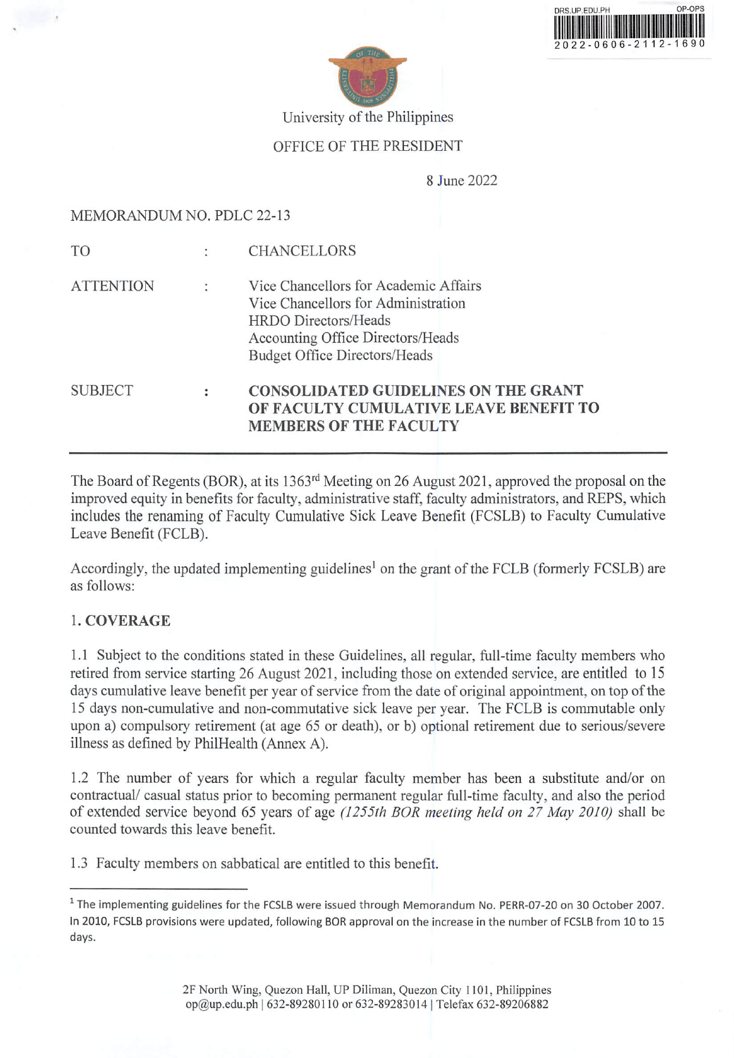University of the Philippines

OFFICE OF THE PRESIDENT

8 June 2022

MEMORANDUM NO. PDLC 22-13

| | | |
|---|---|---|
| TO | : | CHANCELLORS |
| ATTENTION | : | Vice Chancellors for Academic Affairs<br>Vice Chancellors for Administration<br>HRDO Directors/Heads<br>Accounting Office Directors/Heads<br>Budget Office Directors/Heads |
| SUBJECT | : | **CONSOLIDATED GUIDELINES ON THE GRANT OF FACULTY CUMULATIVE LEAVE BENEFIT TO MEMBERS OF THE FACULTY** |

---

The Board of Regents (BOR), at its 1363rd Meeting on 26 August 2021, approved the proposal on the improved equity in benefits for faculty, administrative staff, faculty administrators, and REPS, which includes the renaming of Faculty Cumulative Sick Leave Benefit (FCSLB) to Faculty Cumulative Leave Benefit (FCLB).

Accordingly, the updated implementing guidelines[1] on the grant of the FCLB (formerly FCSLB) are as follows:

## 1. COVERAGE

1.1 Subject to the conditions stated in these Guidelines, all regular, full-time faculty members who retired from service starting 26 August 2021, including those on extended service, are entitled to 15 days cumulative leave benefit per year of service from the date of original appointment, on top of the 15 days non-cumulative and non-commutative sick leave per year. The FCLB is commutable only upon a) compulsory retirement (at age 65 or death), or b) optional retirement due to serious/severe illness as defined by PhilHealth (Annex A).

1.2 The number of years for which a regular faculty member has been a substitute and/or on contractual/ casual status prior to becoming permanent regular full-time faculty, and also the period of extended service beyond 65 years of age *(1255th BOR meeting held on 27 May 2010)* shall be counted towards this leave benefit.

1.3 Faculty members on sabbatical are entitled to this benefit.

---

[1] The implementing guidelines for the FCSLB were issued through Memorandum No. PERR-07-20 on 30 October 2007. In 2010, FCSLB provisions were updated, following BOR approval on the increase in the number of FCSLB from 10 to 15 days.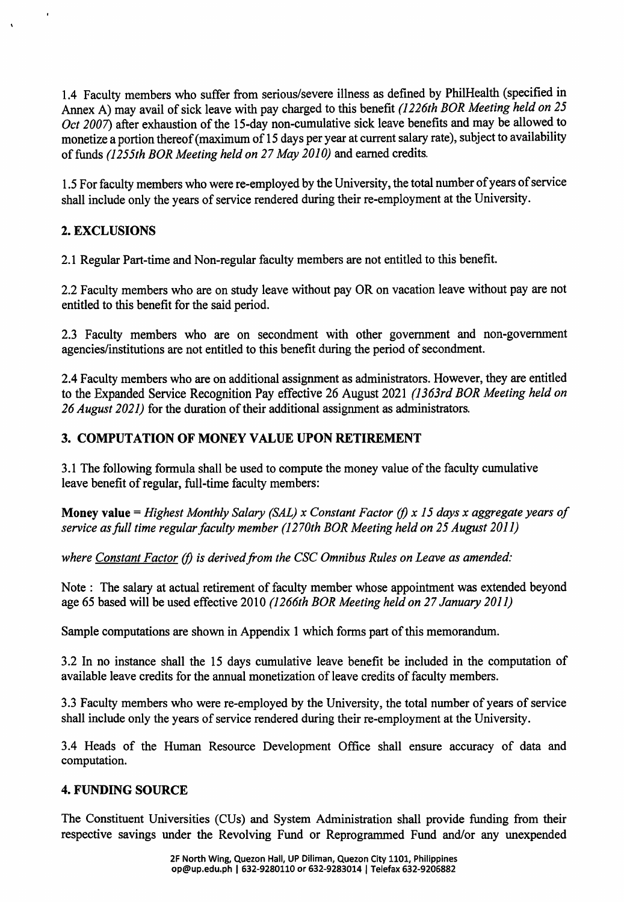1.4 Faculty members who suffer from serious/severe illness as defined by PhilHealth (specified in Annex A) may avail of sick leave with pay charged to this benefit *(1226th BOR Meeting held on 25 Oct 2007)* after exhaustion of the 15-day non-cumulative sick leave benefits and may be allowed to monetize a portion thereof (maximum of 15 days per year at current salary rate), subject to availability of funds *(1255th BOR Meeting held on 27 May 2010)* and earned credits.

1.5 For faculty members who were re-employed by the University, the total number of years of service shall include only the years of service rendered during their re-employment at the University.

## 2. EXCLUSIONS

2.1 Regular Part-time and Non-regular faculty members are not entitled to this benefit.

2.2 Faculty members who are on study leave without pay OR on vacation leave without pay are not entitled to this benefit for the said period.

2.3 Faculty members who are on secondment with other government and non-government agencies/institutions are not entitled to this benefit during the period of secondment.

2.4 Faculty members who are on additional assignment as administrators. However, they are entitled to the Expanded Service Recognition Pay effective 26 August 2021 *(1363rd BOR Meeting held on 26 August 2021)* for the duration of their additional assignment as administrators.

## 3. COMPUTATION OF MONEY VALUE UPON RETIREMENT

3.1 The following formula shall be used to compute the money value of the faculty cumulative leave benefit of regular, full-time faculty members:

**Money value** = *Highest Monthly Salary (SAL) x Constant Factor (f) x 15 days x aggregate years of service as full time regular faculty member (1270th BOR Meeting held on 25 August 2011)*

*where Constant Factor (f) is derived from the CSC Omnibus Rules on Leave as amended:*

Note : The salary at actual retirement of faculty member whose appointment was extended beyond age 65 based will be used effective 2010 *(1266th BOR Meeting held on 27 January 2011)*

Sample computations are shown in Appendix 1 which forms part of this memorandum.

3.2 In no instance shall the 15 days cumulative leave benefit be included in the computation of available leave credits for the annual monetization of leave credits of faculty members.

3.3 Faculty members who were re-employed by the University, the total number of years of service shall include only the years of service rendered during their re-employment at the University.

3.4 Heads of the Human Resource Development Office shall ensure accuracy of data and computation.

## 4. FUNDING SOURCE

The Constituent Universities (CUs) and System Administration shall provide funding from their respective savings under the Revolving Fund or Reprogrammed Fund and/or any unexpended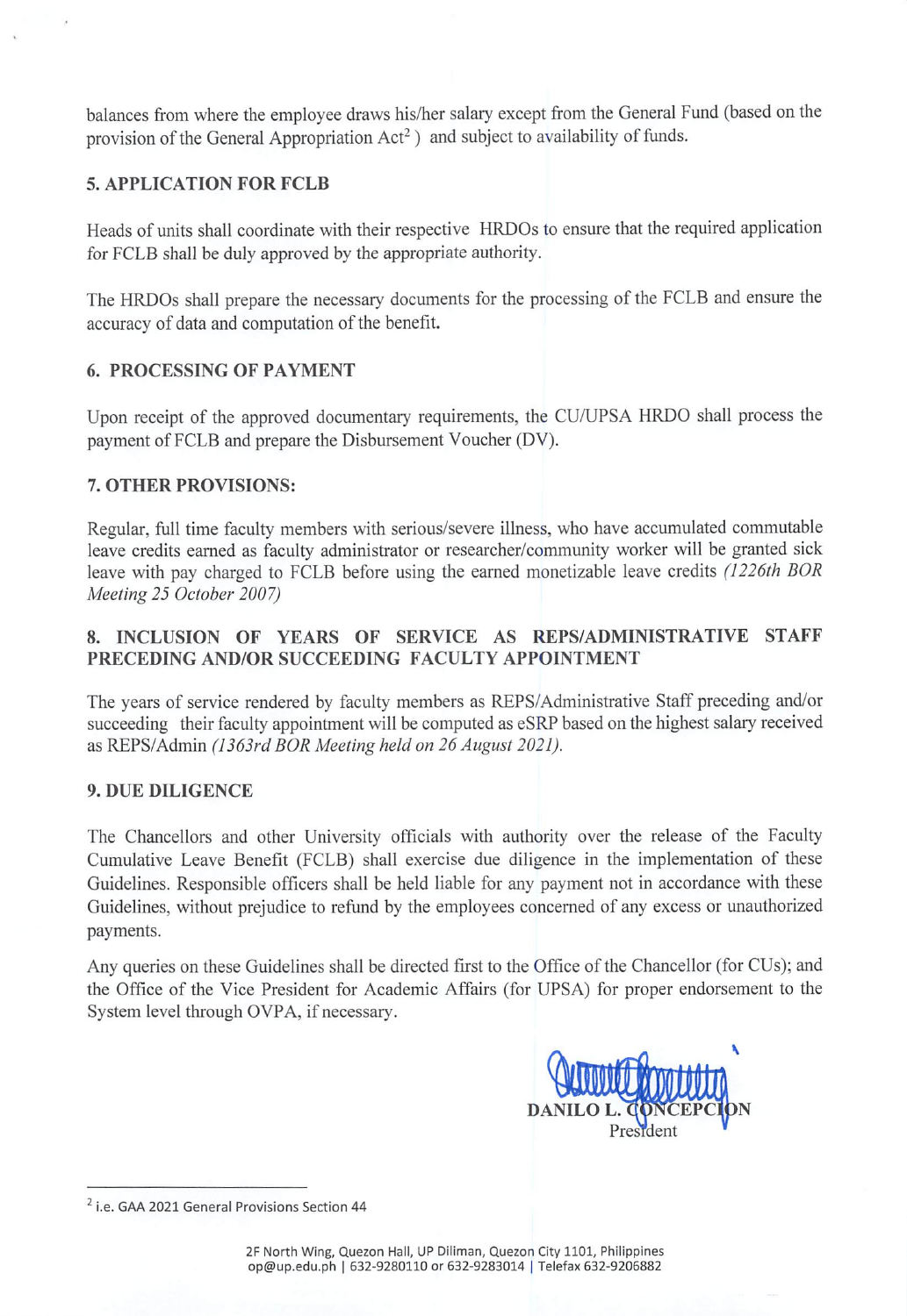balances from where the employee draws his/her salary except from the General Fund (based on the provision of the General Appropriation Act[2] ) and subject to availability of funds.

## 5. APPLICATION FOR FCLB

Heads of units shall coordinate with their respective HRDOs to ensure that the required application for FCLB shall be duly approved by the appropriate authority.

The HRDOs shall prepare the necessary documents for the processing of the FCLB and ensure the accuracy of data and computation of the benefit.

## 6. PROCESSING OF PAYMENT

Upon receipt of the approved documentary requirements, the CU/UPSA HRDO shall process the payment of FCLB and prepare the Disbursement Voucher (DV).

## 7. OTHER PROVISIONS:

Regular, full time faculty members with serious/severe illness, who have accumulated commutable leave credits earned as faculty administrator or researcher/community worker will be granted sick leave with pay charged to FCLB before using the earned monetizable leave credits *(1226th BOR Meeting 25 October 2007)*

## 8. INCLUSION OF YEARS OF SERVICE AS REPS/ADMINISTRATIVE STAFF PRECEDING AND/OR SUCCEEDING FACULTY APPOINTMENT

The years of service rendered by faculty members as REPS/Administrative Staff preceding and/or succeeding their faculty appointment will be computed as eSRP based on the highest salary received as REPS/Admin *(1363rd BOR Meeting held on 26 August 2021).*

## 9. DUE DILIGENCE

The Chancellors and other University officials with authority over the release of the Faculty Cumulative Leave Benefit (FCLB) shall exercise due diligence in the implementation of these Guidelines. Responsible officers shall be held liable for any payment not in accordance with these Guidelines, without prejudice to refund by the employees concerned of any excess or unauthorized payments.

Any queries on these Guidelines shall be directed first to the Office of the Chancellor (for CUs); and the Office of the Vice President for Academic Affairs (for UPSA) for proper endorsement to the System level through OVPA, if necessary.

**DANILO L. CONCEPCION**
President

---

[2] i.e. GAA 2021 General Provisions Section 44

2F North Wing, Quezon Hall, UP Diliman, Quezon City 1101, Philippines
op@up.edu.ph | 632-9280110 or 632-9283014 | Telefax 632-9206882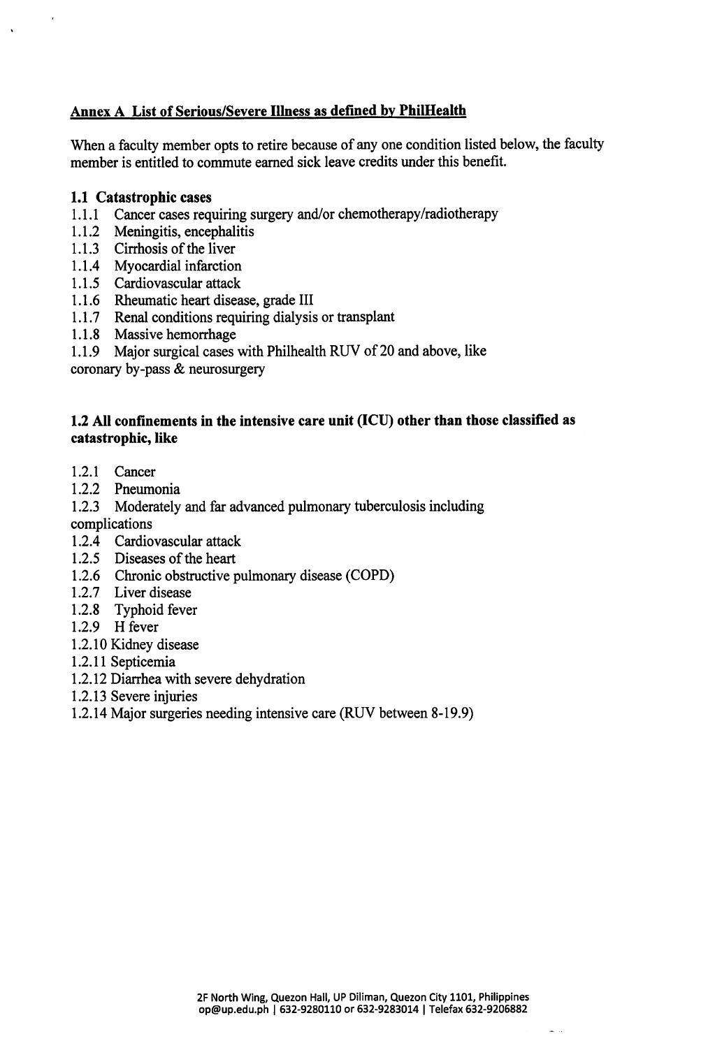## Annex A List of Serious/Severe Illness as defined by PhilHealth

When a faculty member opts to retire because of any one condition listed below, the faculty member is entitled to commute earned sick leave credits under this benefit.

### 1.1 Catastrophic cases

1.1.1 Cancer cases requiring surgery and/or chemotherapy/radiotherapy
1.1.2 Meningitis, encephalitis
1.1.3 Cirrhosis of the liver
1.1.4 Myocardial infarction
1.1.5 Cardiovascular attack
1.1.6 Rheumatic heart disease, grade III
1.1.7 Renal conditions requiring dialysis or transplant
1.1.8 Massive hemorrhage
1.1.9 Major surgical cases with Philhealth RUV of 20 and above, like coronary by-pass & neurosurgery

### 1.2 All confinements in the intensive care unit (ICU) other than those classified as catastrophic, like

1.2.1 Cancer
1.2.2 Pneumonia
1.2.3 Moderately and far advanced pulmonary tuberculosis including complications
1.2.4 Cardiovascular attack
1.2.5 Diseases of the heart
1.2.6 Chronic obstructive pulmonary disease (COPD)
1.2.7 Liver disease
1.2.8 Typhoid fever
1.2.9 H fever
1.2.10 Kidney disease
1.2.11 Septicemia
1.2.12 Diarrhea with severe dehydration
1.2.13 Severe injuries
1.2.14 Major surgeries needing intensive care (RUV between 8-19.9)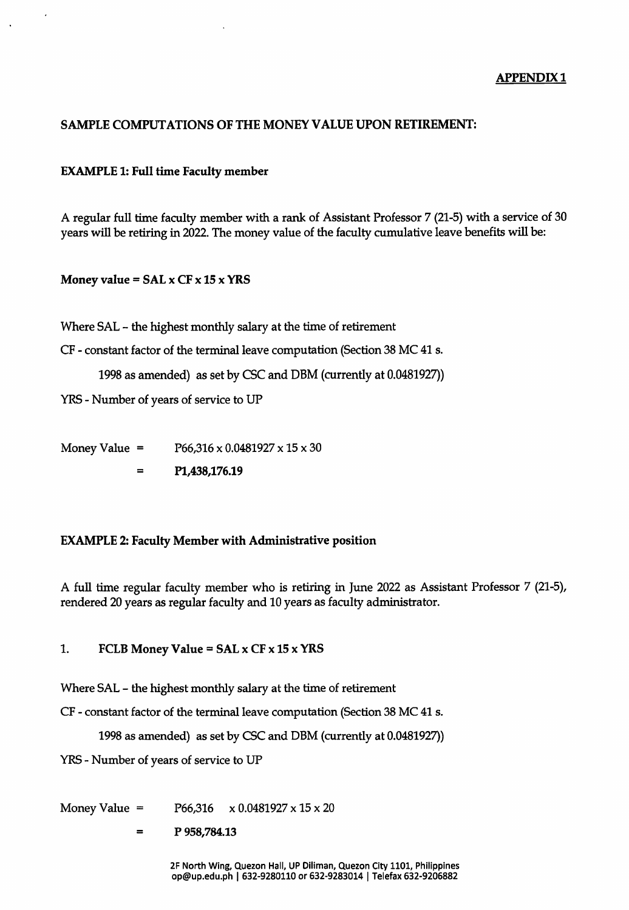**APPENDIX 1**

**SAMPLE COMPUTATIONS OF THE MONEY VALUE UPON RETIREMENT:**

**EXAMPLE 1: Full time Faculty member**

A regular full time faculty member with a rank of Assistant Professor 7 (21-5) with a service of 30 years will be retiring in 2022. The money value of the faculty cumulative leave benefits will be:

**Money value = SAL x CF x 15 x YRS**

Where SAL – the highest monthly salary at the time of retirement

CF - constant factor of the terminal leave computation (Section 38 MC 41 s. 1998 as amended) as set by CSC and DBM (currently at 0.0481927))

YRS - Number of years of service to UP

Money Value = P66,316 x 0.0481927 x 15 x 30

= **P1,438,176.19**

**EXAMPLE 2: Faculty Member with Administrative position**

A full time regular faculty member who is retiring in June 2022 as Assistant Professor 7 (21-5), rendered 20 years as regular faculty and 10 years as faculty administrator.

1. **FCLB Money Value = SAL x CF x 15 x YRS**

Where SAL – the highest monthly salary at the time of retirement

CF - constant factor of the terminal leave computation (Section 38 MC 41 s. 1998 as amended) as set by CSC and DBM (currently at 0.0481927))

YRS - Number of years of service to UP

Money Value = P66,316 x 0.0481927 x 15 x 20

= **P 958,784.13**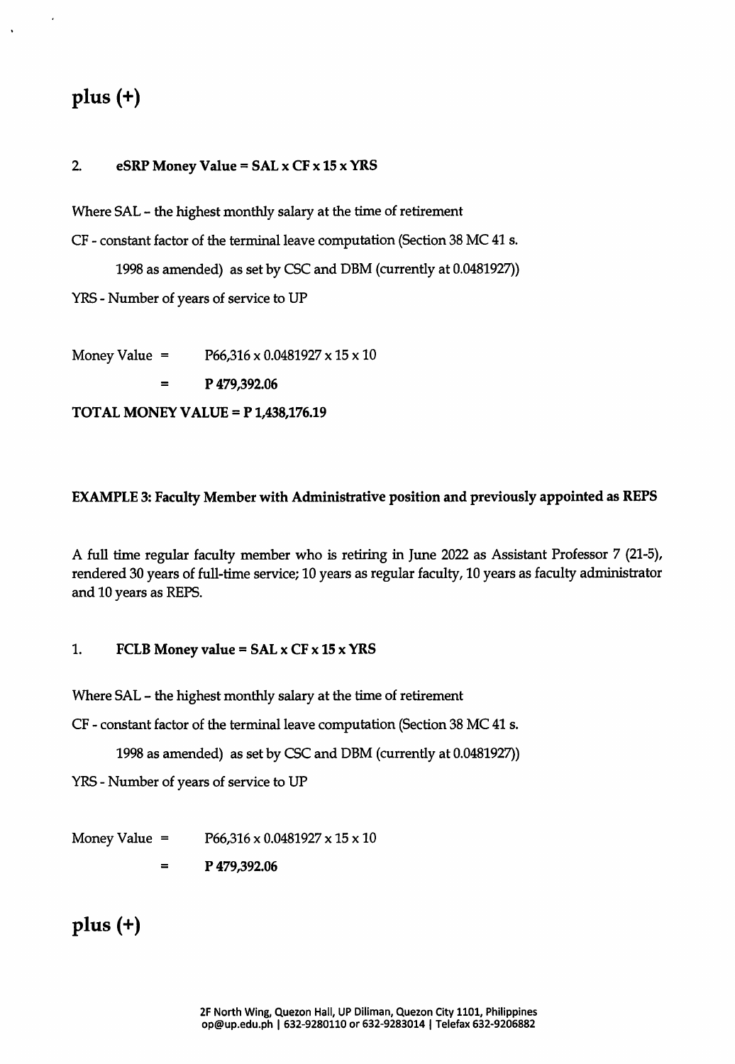## plus (+)

2. **eSRP Money Value = SAL x CF x 15 x YRS**

Where SAL – the highest monthly salary at the time of retirement

CF - constant factor of the terminal leave computation (Section 38 MC 41 s. 1998 as amended) as set by CSC and DBM (currently at 0.0481927))

YRS - Number of years of service to UP

Money Value = P66,316 x 0.0481927 x 15 x 10

= **P 479,392.06**

**TOTAL MONEY VALUE = P 1,438,176.19**

**EXAMPLE 3: Faculty Member with Administrative position and previously appointed as REPS**

A full time regular faculty member who is retiring in June 2022 as Assistant Professor 7 (21-5), rendered 30 years of full-time service; 10 years as regular faculty, 10 years as faculty administrator and 10 years as REPS.

1. **FCLB Money value = SAL x CF x 15 x YRS**

Where SAL – the highest monthly salary at the time of retirement

CF - constant factor of the terminal leave computation (Section 38 MC 41 s. 1998 as amended) as set by CSC and DBM (currently at 0.0481927))

YRS - Number of years of service to UP

Money Value = P66,316 x 0.0481927 x 15 x 10

= **P 479,392.06**

## plus (+)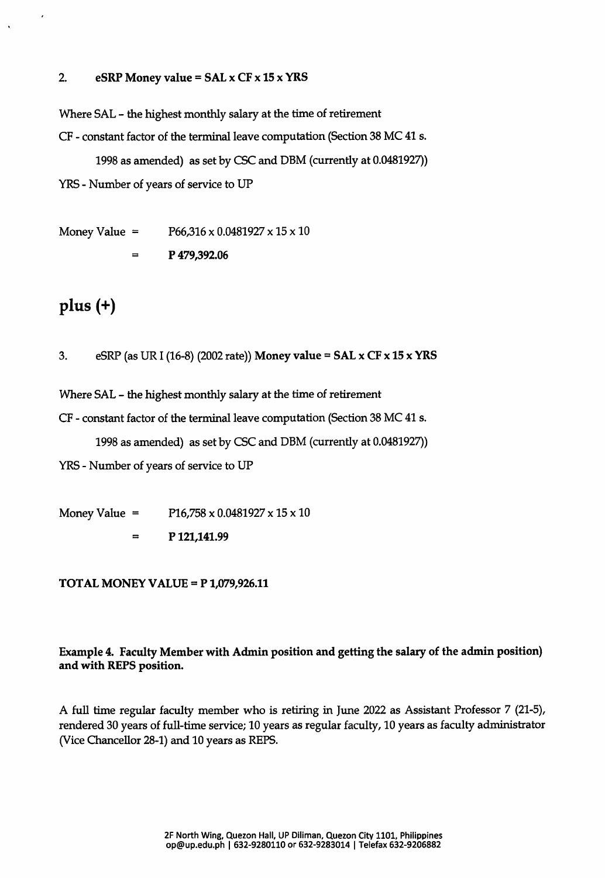2. **eSRP Money value = SAL x CF x 15 x YRS**

Where SAL – the highest monthly salary at the time of retirement

CF - constant factor of the terminal leave computation (Section 38 MC 41 s. 1998 as amended) as set by CSC and DBM (currently at 0.0481927))

YRS - Number of years of service to UP

Money Value = P66,316 x 0.0481927 x 15 x 10

= **P 479,392.06**

## plus (+)

3. eSRP (as UR I (16-8) (2002 rate)) **Money value = SAL x CF x 15 x YRS**

Where SAL – the highest monthly salary at the time of retirement

CF - constant factor of the terminal leave computation (Section 38 MC 41 s. 1998 as amended) as set by CSC and DBM (currently at 0.0481927))

YRS - Number of years of service to UP

Money Value = P16,758 x 0.0481927 x 15 x 10

= **P 121,141.99**

**TOTAL MONEY VALUE = P 1,079,926.11**

**Example 4. Faculty Member with Admin position and getting the salary of the admin position) and with REPS position.**

A full time regular faculty member who is retiring in June 2022 as Assistant Professor 7 (21-5), rendered 30 years of full-time service; 10 years as regular faculty, 10 years as faculty administrator (Vice Chancellor 28-1) and 10 years as REPS.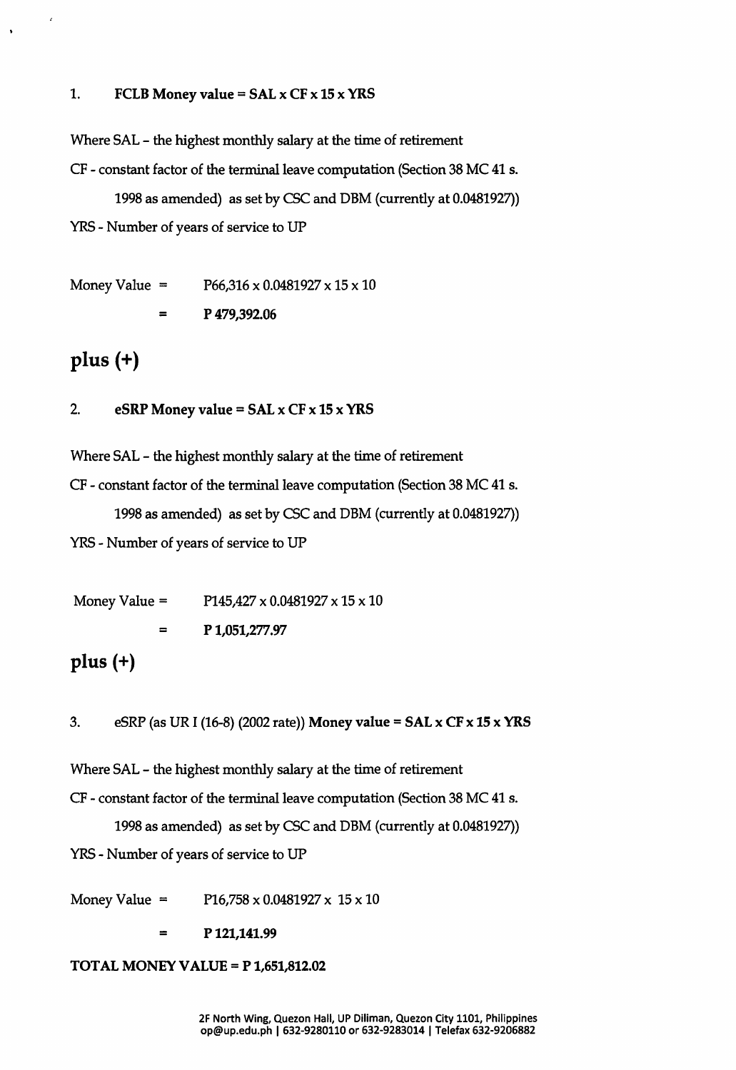1. **FCLB Money value = SAL x CF x 15 x YRS**

Where SAL – the highest monthly salary at the time of retirement

CF - constant factor of the terminal leave computation (Section 38 MC 41 s. 1998 as amended) as set by CSC and DBM (currently at 0.0481927))

YRS - Number of years of service to UP

Money Value = P66,316 x 0.0481927 x 15 x 10

= **P 479,392.06**

## plus (+)

2. **eSRP Money value = SAL x CF x 15 x YRS**

Where SAL – the highest monthly salary at the time of retirement

CF - constant factor of the terminal leave computation (Section 38 MC 41 s. 1998 as amended) as set by CSC and DBM (currently at 0.0481927))

YRS - Number of years of service to UP

Money Value = P145,427 x 0.0481927 x 15 x 10

= **P 1,051,277.97**

## plus (+)

3. eSRP (as UR I (16-8) (2002 rate)) **Money value = SAL x CF x 15 x YRS**

Where SAL – the highest monthly salary at the time of retirement

CF - constant factor of the terminal leave computation (Section 38 MC 41 s. 1998 as amended) as set by CSC and DBM (currently at 0.0481927))

YRS - Number of years of service to UP

Money Value = P16,758 x 0.0481927 x 15 x 10

= **P 121,141.99**

**TOTAL MONEY VALUE = P 1,651,812.02**

2F North Wing, Quezon Hall, UP Diliman, Quezon City 1101, Philippines
op@up.edu.ph | 632-9280110 or 632-9283014 | Telefax 632-9206882